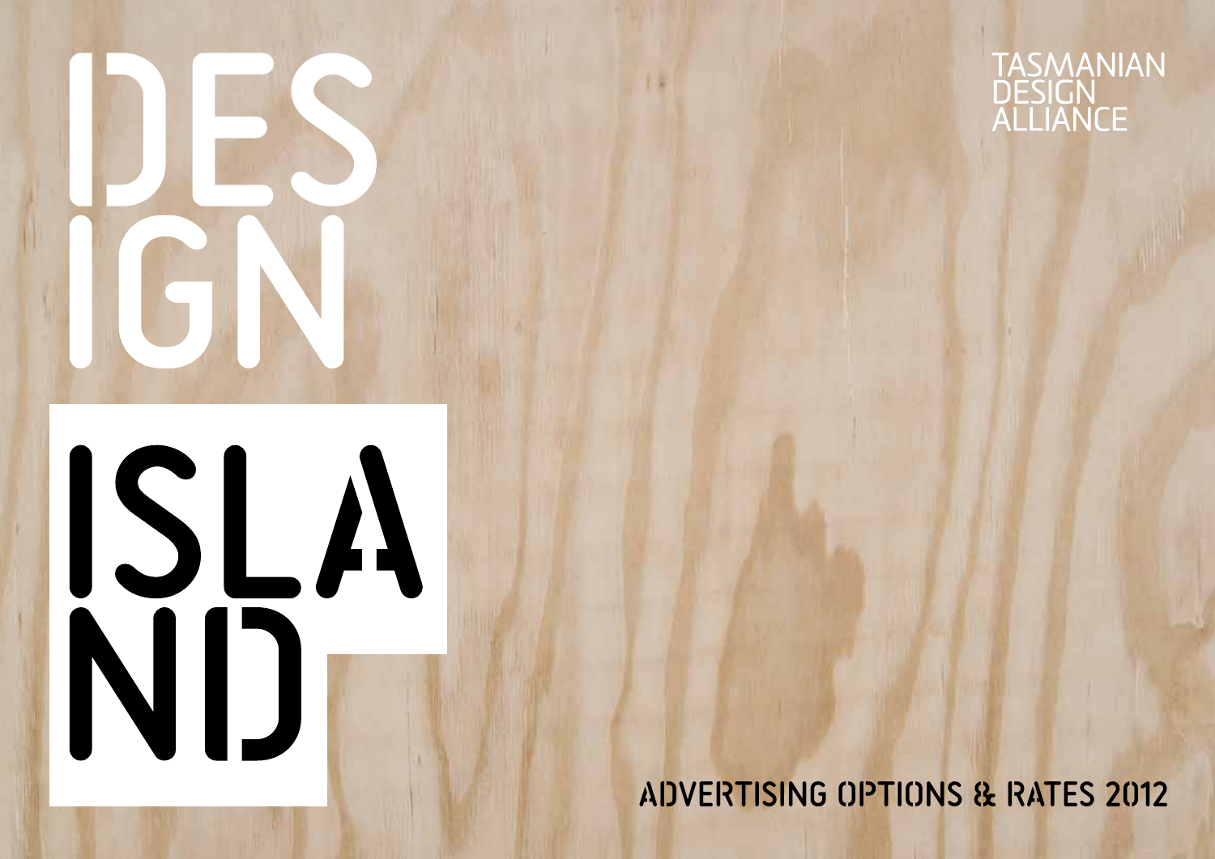# DESIGN ISLAND

TASMANIAN DESIGN ALLIANCE

## ADVERTISING OPTIONS & RATES 2012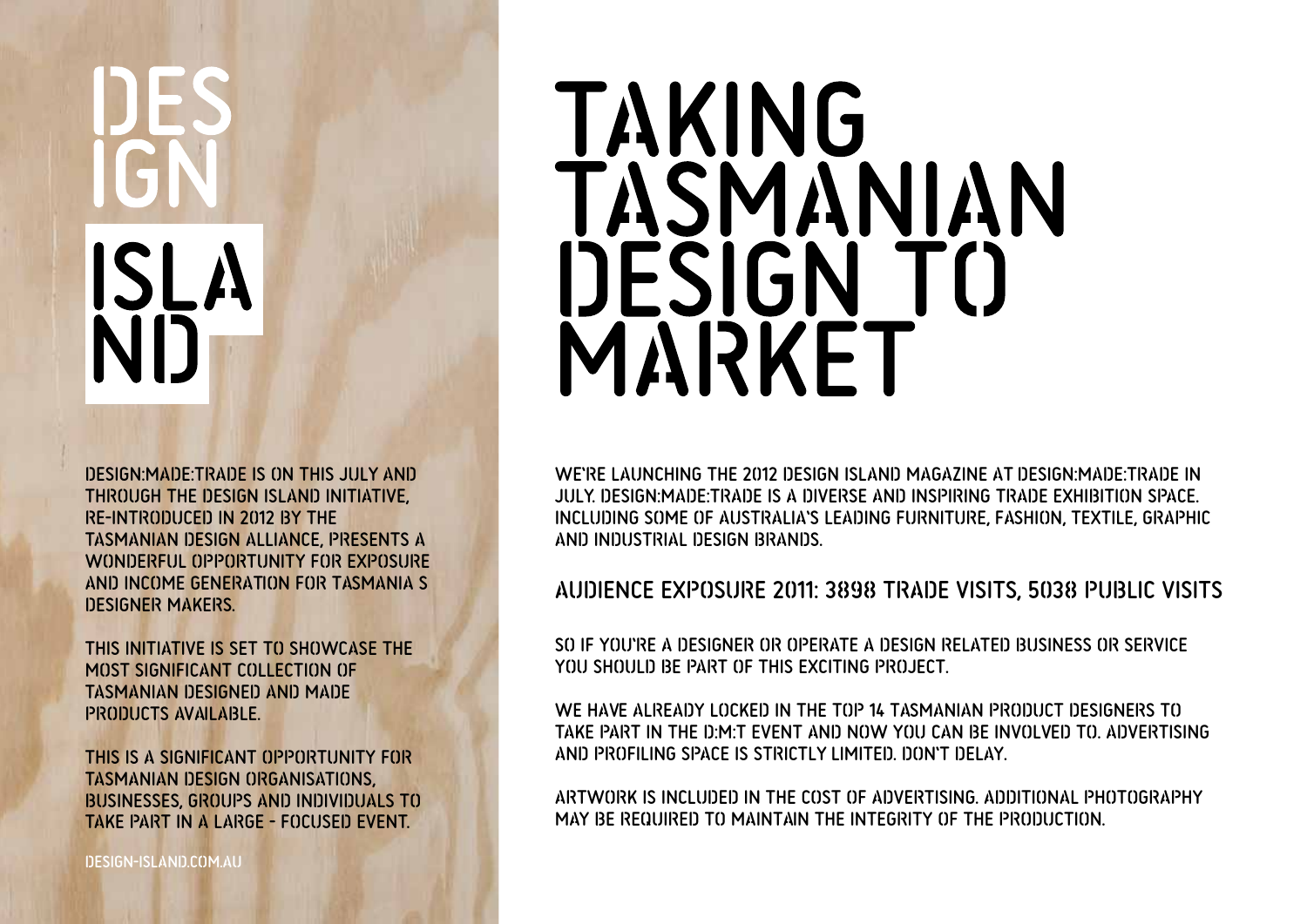# DESIGN ISLAND

DESIGN:MADE:TRADE IS ON THIS JULY AND THROUGH THE DESIGN ISLAND INITIATIVE, RE-INTRODUCED IN 2012 BY THE TASMANIAN DESIGN ALLIANCE, PRESENTS A WONDERFUL OPPORTUNITY FOR EXPOSURE AND INCOME GENERATION FOR TASMANIA S DESIGNER MAKERS.

THIS INITIATIVE IS SET TO SHOWCASE THE MOST SIGNIFICANT COLLECTION OF TASMANIAN DESIGNED AND MADE PRODUCTS AVAILABLE.

THIS IS A SIGNIFICANT OPPORTUNITY FOR TASMANIAN DESIGN ORGANISATIONS, BUSINESSES, GROUPS AND INDIVIDUALS TO TAKE PART IN A LARGE - FOCUSED EVENT.

DESIGN-ISLAND.COM.AU

# TAKING TASMANIAN DESIGN TO MARKET

WE'RE LAUNCHING THE 2012 DESIGN ISLAND MAGAZINE AT DESIGN:MADE:TRADE IN JULY. DESIGN:MADE:TRADE IS A DIVERSE AND INSPIRING TRADE EXHIBITION SPACE. INCLUDING SOME OF AUSTRALIA'S LEADING FURNITURE, FASHION, TEXTILE, GRAPHIC AND INDUSTRIAL DESIGN BRANDS.

## AUDIENCE EXPOSURE 2011: 3898 TRADE VISITS, 5038 PUBLIC VISITS

SO IF YOU'RE A DESIGNER OR OPERATE A DESIGN RELATED BUSINESS OR SERVICE YOU SHOULD BE PART OF THIS EXCITING PROJECT.

WE HAVE ALREADY LOCKED IN THE TOP 14 TASMANIAN PRODUCT DESIGNERS TO TAKE PART IN THE D:M:T EVENT AND NOW YOU CAN BE INVOLVED TO. ADVERTISING AND PROFILING SPACE IS STRICTLY LIMITED. DON'T DELAY.

ARTWORK IS INCLUDED IN THE COST OF ADVERTISING. ADDITIONAL PHOTOGRAPHY MAY BE REQUIRED TO MAINTAIN THE INTEGRITY OF THE PRODUCTION.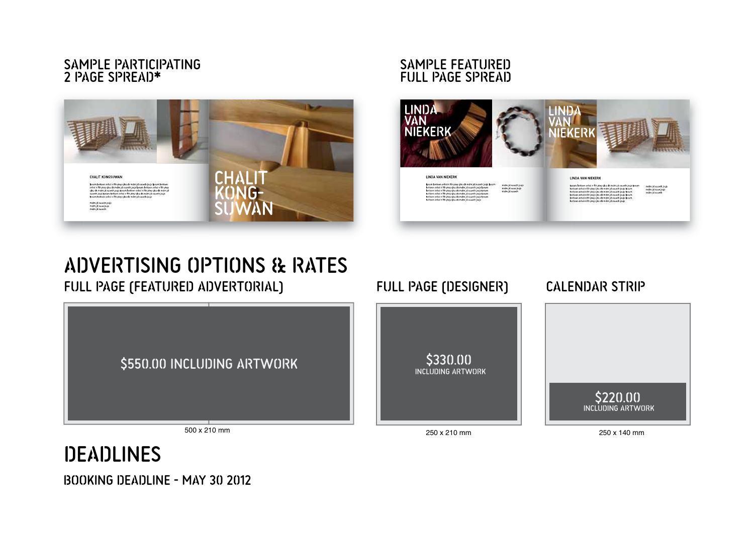## SAMPLE PARTICIPATING 2 PAGE SPREAD*

## SAMPLE FEATURED FULL PAGE SPREAD

# ADVERTISING OPTIONS & RATES

## FULL PAGE (FEATURED ADVERTORIAL)

$550.00 INCLUDING ARTWORK

500 x 210 mm

## FULL PAGE (DESIGNER)

$330.00
INCLUDING ARTWORK

250 x 210 mm

## CALENDAR STRIP

$220.00
INCLUDING ARTWORK

250 x 140 mm

# DEADLINES

BOOKING DEADLINE - MAY 30 2012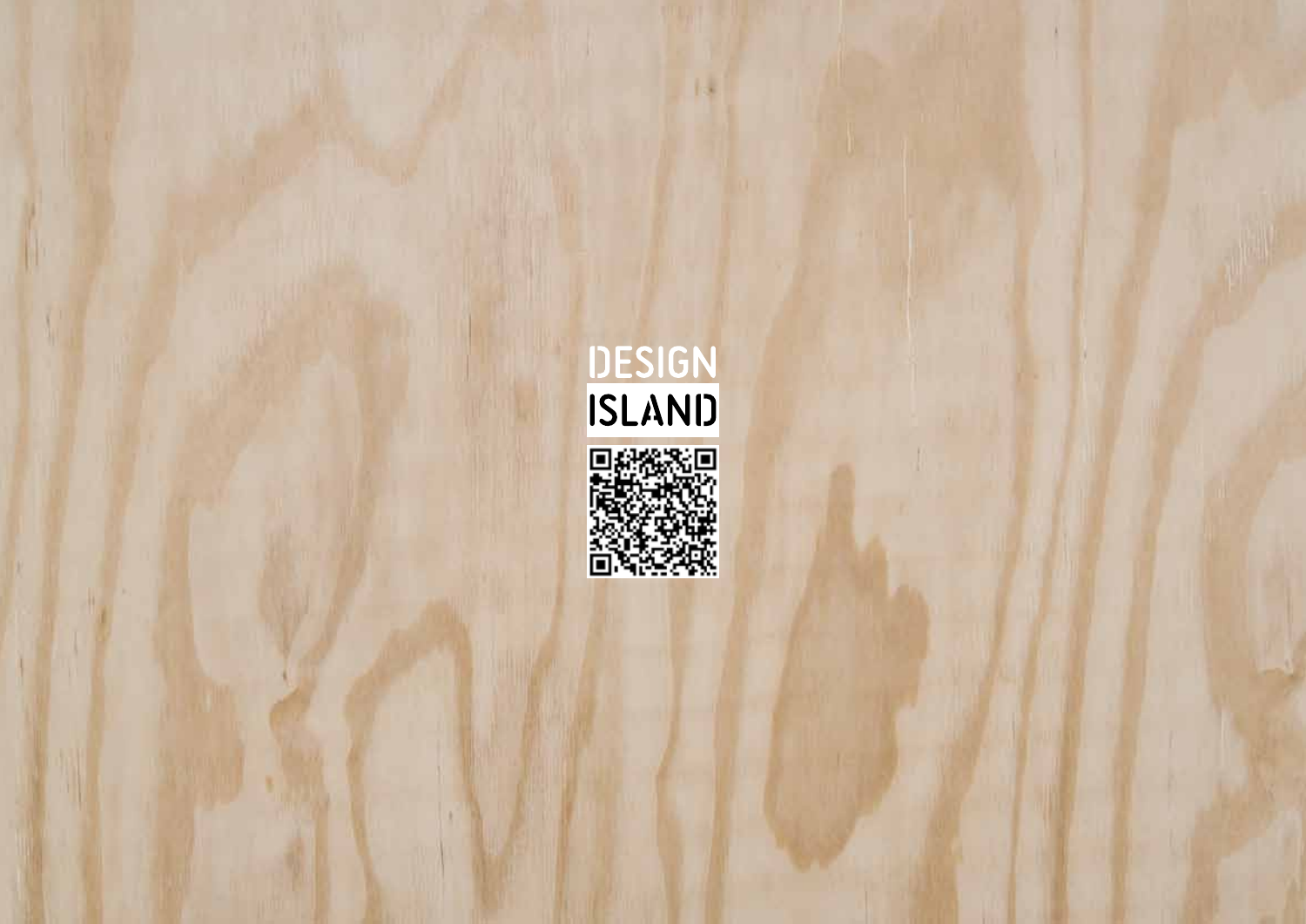DESIGN

ISLAND